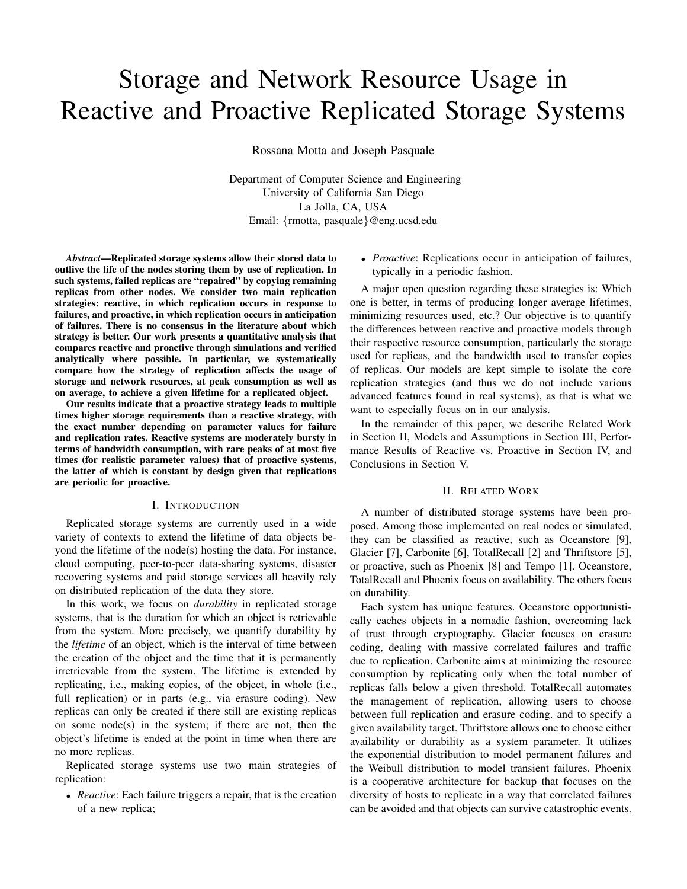# Storage and Network Resource Usage in Reactive and Proactive Replicated Storage Systems

Rossana Motta and Joseph Pasquale

Department of Computer Science and Engineering
University of California San Diego
La Jolla, CA, USA
Email: {rmotta, pasquale}@eng.ucsd.edu

***Abstract*—Replicated storage systems allow their stored data to outlive the life of the nodes storing them by use of replication. In such systems, failed replicas are "repaired" by copying remaining replicas from other nodes. We consider two main replication strategies: reactive, in which replication occurs in response to failures, and proactive, in which replication occurs in anticipation of failures. There is no consensus in the literature about which strategy is better. Our work presents a quantitative analysis that compares reactive and proactive through simulations and verified analytically where possible. In particular, we systematically compare how the strategy of replication affects the usage of storage and network resources, at peak consumption as well as on average, to achieve a given lifetime for a replicated object.**

**Our results indicate that a proactive strategy leads to multiple times higher storage requirements than a reactive strategy, with the exact number depending on parameter values for failure and replication rates. Reactive systems are moderately bursty in terms of bandwidth consumption, with rare peaks of at most five times (for realistic parameter values) that of proactive systems, the latter of which is constant by design given that replications are periodic for proactive.**

## I. Introduction

Replicated storage systems are currently used in a wide variety of contexts to extend the lifetime of data objects beyond the lifetime of the node(s) hosting the data. For instance, cloud computing, peer-to-peer data-sharing systems, disaster recovering systems and paid storage services all heavily rely on distributed replication of the data they store.

In this work, we focus on *durability* in replicated storage systems, that is the duration for which an object is retrievable from the system. More precisely, we quantify durability by the *lifetime* of an object, which is the interval of time between the creation of the object and the time that it is permanently irretrievable from the system. The lifetime is extended by replicating, i.e., making copies, of the object, in whole (i.e., full replication) or in parts (e.g., via erasure coding). New replicas can only be created if there still are existing replicas on some node(s) in the system; if there are not, then the object's lifetime is ended at the point in time when there are no more replicas.

Replicated storage systems use two main strategies of replication:

- *Reactive*: Each failure triggers a repair, that is the creation of a new replica;
- *Proactive*: Replications occur in anticipation of failures, typically in a periodic fashion.

A major open question regarding these strategies is: Which one is better, in terms of producing longer average lifetimes, minimizing resources used, etc.? Our objective is to quantify the differences between reactive and proactive models through their respective resource consumption, particularly the storage used for replicas, and the bandwidth used to transfer copies of replicas. Our models are kept simple to isolate the core replication strategies (and thus we do not include various advanced features found in real systems), as that is what we want to especially focus on in our analysis.

In the remainder of this paper, we describe Related Work in Section II, Models and Assumptions in Section III, Performance Results of Reactive vs. Proactive in Section IV, and Conclusions in Section V.

## II. Related Work

A number of distributed storage systems have been proposed. Among those implemented on real nodes or simulated, they can be classified as reactive, such as Oceanstore [9], Glacier [7], Carbonite [6], TotalRecall [2] and Thriftstore [5], or proactive, such as Phoenix [8] and Tempo [1]. Oceanstore, TotalRecall and Phoenix focus on availability. The others focus on durability.

Each system has unique features. Oceanstore opportunistically caches objects in a nomadic fashion, overcoming lack of trust through cryptography. Glacier focuses on erasure coding, dealing with massive correlated failures and traffic due to replication. Carbonite aims at minimizing the resource consumption by replicating only when the total number of replicas falls below a given threshold. TotalRecall automates the management of replication, allowing users to choose between full replication and erasure coding. and to specify a given availability target. Thriftstore allows one to choose either availability or durability as a system parameter. It utilizes the exponential distribution to model permanent failures and the Weibull distribution to model transient failures. Phoenix is a cooperative architecture for backup that focuses on the diversity of hosts to replicate in a way that correlated failures can be avoided and that objects can survive catastrophic events.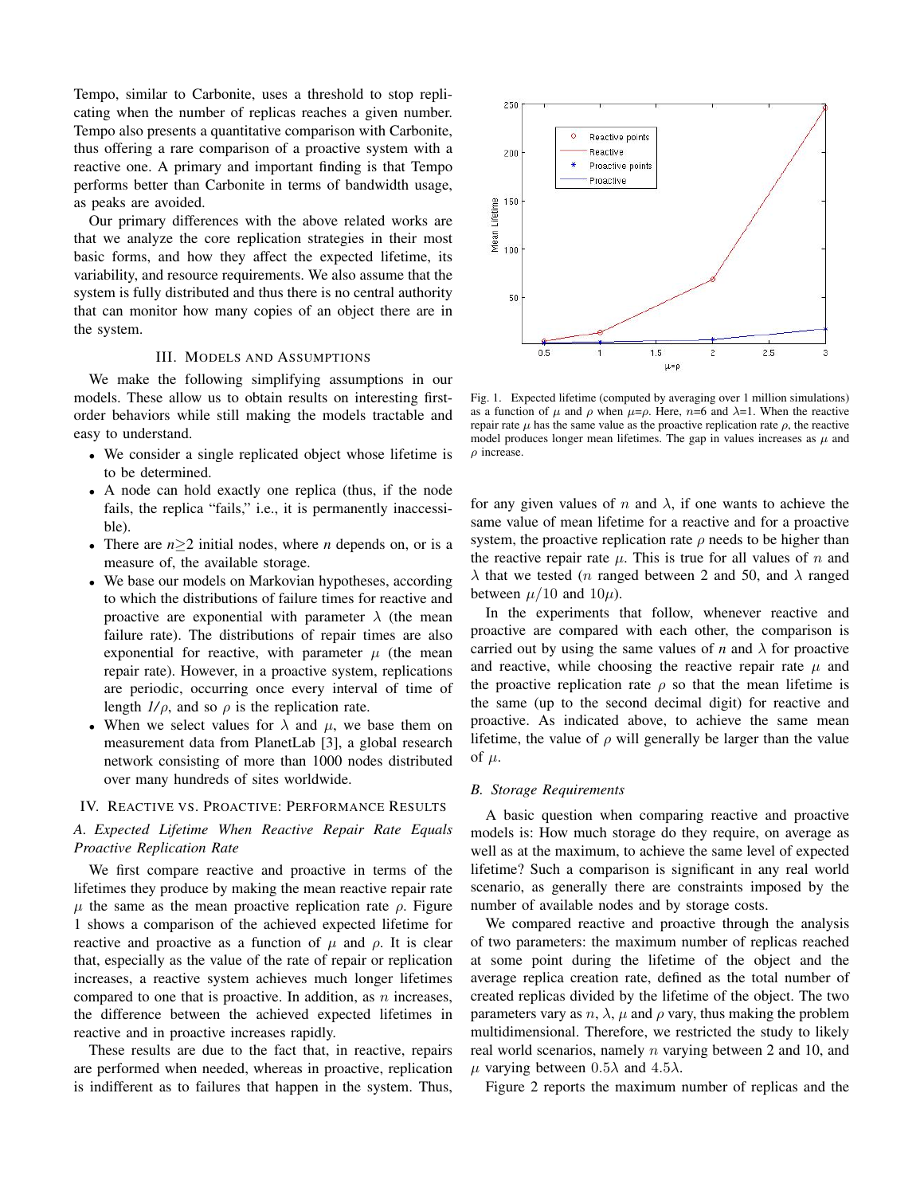Tempo, similar to Carbonite, uses a threshold to stop replicating when the number of replicas reaches a given number. Tempo also presents a quantitative comparison with Carbonite, thus offering a rare comparison of a proactive system with a reactive one. A primary and important finding is that Tempo performs better than Carbonite in terms of bandwidth usage, as peaks are avoided.

Our primary differences with the above related works are that we analyze the core replication strategies in their most basic forms, and how they affect the expected lifetime, its variability, and resource requirements. We also assume that the system is fully distributed and thus there is no central authority that can monitor how many copies of an object there are in the system.

## III. Models and Assumptions

We make the following simplifying assumptions in our models. These allow us to obtain results on interesting first-order behaviors while still making the models tractable and easy to understand.

- We consider a single replicated object whose lifetime is to be determined.
- A node can hold exactly one replica (thus, if the node fails, the replica "fails," i.e., it is permanently inaccessible).
- There are $n \geq 2$ initial nodes, where *n* depends on, or is a measure of, the available storage.
- We base our models on Markovian hypotheses, according to which the distributions of failure times for reactive and proactive are exponential with parameter $\lambda$ (the mean failure rate). The distributions of repair times are also exponential for reactive, with parameter $\mu$ (the mean repair rate). However, in a proactive system, replications are periodic, occurring once every interval of time of length $1/\rho$, and so $\rho$ is the replication rate.
- When we select values for $\lambda$ and $\mu$, we base them on measurement data from PlanetLab [3], a global research network consisting of more than 1000 nodes distributed over many hundreds of sites worldwide.

## IV. Reactive vs. Proactive: Performance Results

### A. Expected Lifetime When Reactive Repair Rate Equals Proactive Replication Rate

We first compare reactive and proactive in terms of the lifetimes they produce by making the mean reactive repair rate $\mu$ the same as the mean proactive replication rate $\rho$. Figure 1 shows a comparison of the achieved expected lifetime for reactive and proactive as a function of $\mu$ and $\rho$. It is clear that, especially as the value of the rate of repair or replication increases, a reactive system achieves much longer lifetimes compared to one that is proactive. In addition, as $n$ increases, the difference between the achieved expected lifetimes in reactive and in proactive increases rapidly.

These results are due to the fact that, in reactive, repairs are performed when needed, whereas in proactive, replication is indifferent as to failures that happen in the system. Thus, for any given values of $n$ and $\lambda$, if one wants to achieve the same value of mean lifetime for a reactive and for a proactive system, the proactive replication rate $\rho$ needs to be higher than the reactive repair rate $\mu$. This is true for all values of $n$ and $\lambda$ that we tested ($n$ ranged between 2 and 50, and $\lambda$ ranged between $\mu/10$ and $10\mu$).

Fig. 1. Expected lifetime (computed by averaging over 1 million simulations) as a function of $\mu$ and $\rho$ when $\mu$=$\rho$. Here, $n$=6 and $\lambda$=1. When the reactive repair rate $\mu$ has the same value as the proactive replication rate $\rho$, the reactive model produces longer mean lifetimes. The gap in values increases as $\mu$ and $\rho$ increase.

In the experiments that follow, whenever reactive and proactive are compared with each other, the comparison is carried out by using the same values of *n* and $\lambda$ for proactive and reactive, while choosing the reactive repair rate $\mu$ and the proactive replication rate $\rho$ so that the mean lifetime is the same (up to the second decimal digit) for reactive and proactive. As indicated above, to achieve the same mean lifetime, the value of $\rho$ will generally be larger than the value of $\mu$.

### B. Storage Requirements

A basic question when comparing reactive and proactive models is: How much storage do they require, on average as well as at the maximum, to achieve the same level of expected lifetime? Such a comparison is significant in any real world scenario, as generally there are constraints imposed by the number of available nodes and by storage costs.

We compared reactive and proactive through the analysis of two parameters: the maximum number of replicas reached at some point during the lifetime of the object and the average replica creation rate, defined as the total number of created replicas divided by the lifetime of the object. The two parameters vary as $n$, $\lambda$, $\mu$ and $\rho$ vary, thus making the problem multidimensional. Therefore, we restricted the study to likely real world scenarios, namely $n$ varying between 2 and 10, and $\mu$ varying between $0.5\lambda$ and $4.5\lambda$.

Figure 2 reports the maximum number of replicas and the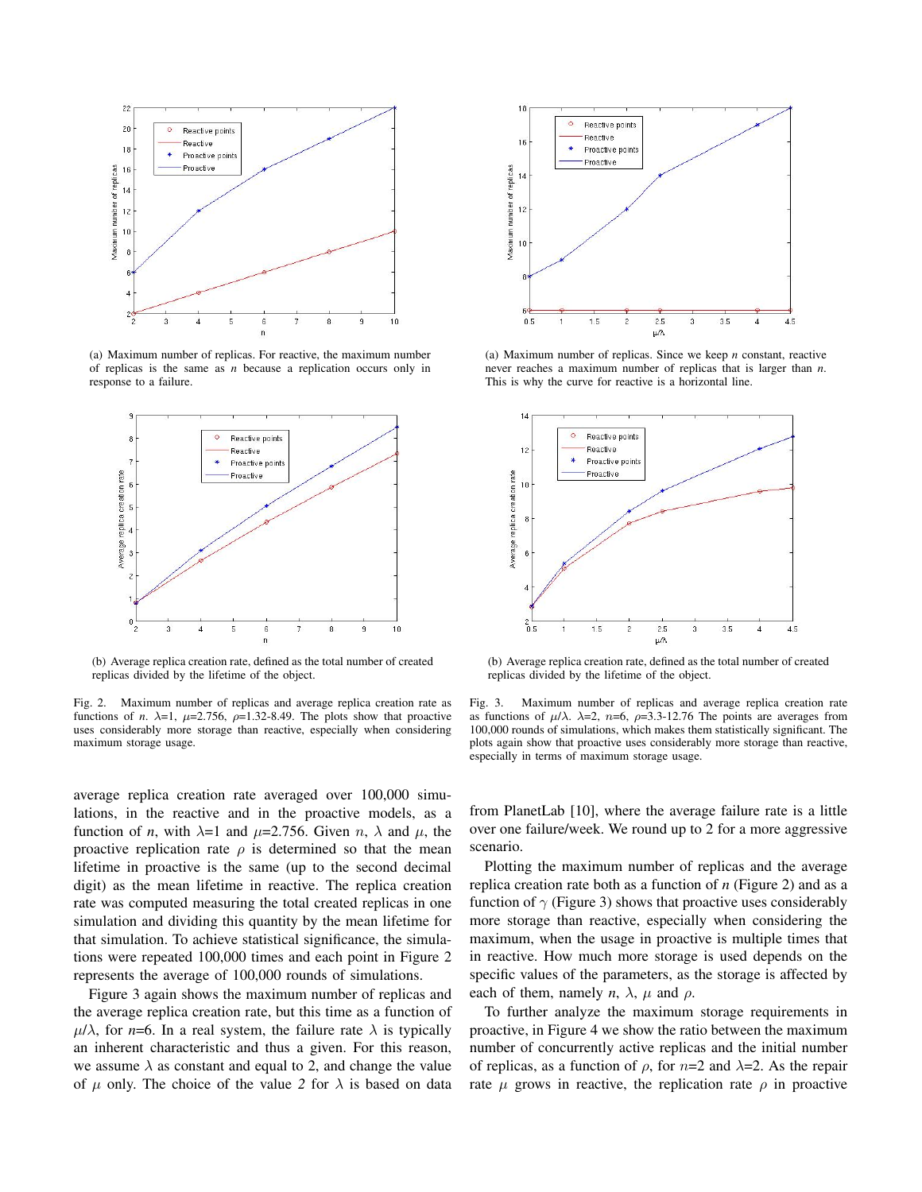(a) Maximum number of replicas. For reactive, the maximum number of replicas is the same as $n$ because a replication occurs only in response to a failure.

(b) Average replica creation rate, defined as the total number of created replicas divided by the lifetime of the object.

Fig. 2. Maximum number of replicas and average replica creation rate as functions of $n$. $\lambda$=1, $\mu$=2.756, $\rho$=1.32-8.49. The plots show that proactive uses considerably more storage than reactive, especially when considering maximum storage usage.

(a) Maximum number of replicas. Since we keep $n$ constant, reactive never reaches a maximum number of replicas that is larger than $n$. This is why the curve for reactive is a horizontal line.

(b) Average replica creation rate, defined as the total number of created replicas divided by the lifetime of the object.

Fig. 3. Maximum number of replicas and average replica creation rate as functions of $\mu/\lambda$. $\lambda$=2, $n$=6, $\rho$=3.3-12.76 The points are averages from 100,000 rounds of simulations, which makes them statistically significant. The plots again show that proactive uses considerably more storage than reactive, especially in terms of maximum storage usage.

average replica creation rate averaged over 100,000 simulations, in the reactive and in the proactive models, as a function of $n$, with $\lambda$=1 and $\mu$=2.756. Given $n$, $\lambda$ and $\mu$, the proactive replication rate $\rho$ is determined so that the mean lifetime in proactive is the same (up to the second decimal digit) as the mean lifetime in reactive. The replica creation rate was computed measuring the total created replicas in one simulation and dividing this quantity by the mean lifetime for that simulation. To achieve statistical significance, the simulations were repeated 100,000 times and each point in Figure 2 represents the average of 100,000 rounds of simulations.

Figure 3 again shows the maximum number of replicas and the average replica creation rate, but this time as a function of $\mu/\lambda$, for $n$=6. In a real system, the failure rate $\lambda$ is typically an inherent characteristic and thus a given. For this reason, we assume $\lambda$ as constant and equal to 2, and change the value of $\mu$ only. The choice of the value *2* for $\lambda$ is based on data from PlanetLab [10], where the average failure rate is a little over one failure/week. We round up to 2 for a more aggressive scenario.

Plotting the maximum number of replicas and the average replica creation rate both as a function of $n$ (Figure 2) and as a function of $\gamma$ (Figure 3) shows that proactive uses considerably more storage than reactive, especially when considering the maximum, when the usage in proactive is multiple times that in reactive. How much more storage is used depends on the specific values of the parameters, as the storage is affected by each of them, namely $n$, $\lambda$, $\mu$ and $\rho$.

To further analyze the maximum storage requirements in proactive, in Figure 4 we show the ratio between the maximum number of concurrently active replicas and the initial number of replicas, as a function of $\rho$, for $n$=2 and $\lambda$=2. As the repair rate $\mu$ grows in reactive, the replication rate $\rho$ in proactive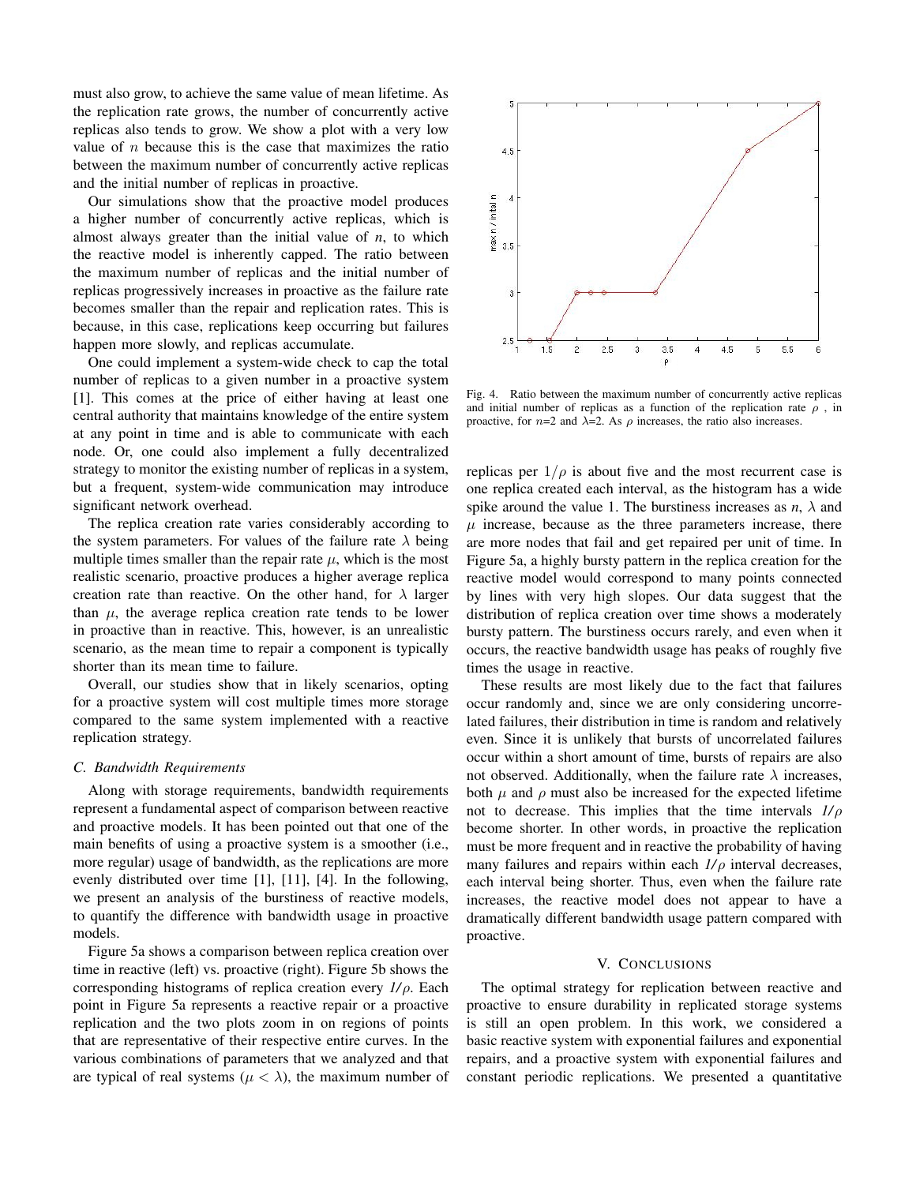must also grow, to achieve the same value of mean lifetime. As the replication rate grows, the number of concurrently active replicas also tends to grow. We show a plot with a very low value of $n$ because this is the case that maximizes the ratio between the maximum number of concurrently active replicas and the initial number of replicas in proactive.

Our simulations show that the proactive model produces a higher number of concurrently active replicas, which is almost always greater than the initial value of $n$, to which the reactive model is inherently capped. The ratio between the maximum number of replicas and the initial number of replicas progressively increases in proactive as the failure rate becomes smaller than the repair and replication rates. This is because, in this case, replications keep occurring but failures happen more slowly, and replicas accumulate.

One could implement a system-wide check to cap the total number of replicas to a given number in a proactive system [1]. This comes at the price of either having at least one central authority that maintains knowledge of the entire system at any point in time and is able to communicate with each node. Or, one could also implement a fully decentralized strategy to monitor the existing number of replicas in a system, but a frequent, system-wide communication may introduce significant network overhead.

The replica creation rate varies considerably according to the system parameters. For values of the failure rate $\lambda$ being multiple times smaller than the repair rate $\mu$, which is the most realistic scenario, proactive produces a higher average replica creation rate than reactive. On the other hand, for $\lambda$ larger than $\mu$, the average replica creation rate tends to be lower in proactive than in reactive. This, however, is an unrealistic scenario, as the mean time to repair a component is typically shorter than its mean time to failure.

Overall, our studies show that in likely scenarios, opting for a proactive system will cost multiple times more storage compared to the same system implemented with a reactive replication strategy.

### C. Bandwidth Requirements

Along with storage requirements, bandwidth requirements represent a fundamental aspect of comparison between reactive and proactive models. It has been pointed out that one of the main benefits of using a proactive system is a smoother (i.e., more regular) usage of bandwidth, as the replications are more evenly distributed over time [1], [11], [4]. In the following, we present an analysis of the burstiness of reactive models, to quantify the difference with bandwidth usage in proactive models.

Figure 5a shows a comparison between replica creation over time in reactive (left) vs. proactive (right). Figure 5b shows the corresponding histograms of replica creation every $1/\rho$. Each point in Figure 5a represents a reactive repair or a proactive replication and the two plots zoom in on regions of points that are representative of their respective entire curves. In the various combinations of parameters that we analyzed and that are typical of real systems ($\mu < \lambda$), the maximum number of replicas per $1/\rho$ is about five and the most recurrent case is one replica created each interval, as the histogram has a wide spike around the value 1. The burstiness increases as $n$, $\lambda$ and $\mu$ increase, because as the three parameters increase, there are more nodes that fail and get repaired per unit of time. In Figure 5a, a highly bursty pattern in the replica creation for the reactive model would correspond to many points connected by lines with very high slopes. Our data suggest that the distribution of replica creation over time shows a moderately bursty pattern. The burstiness occurs rarely, and even when it occurs, the reactive bandwidth usage has peaks of roughly five times the usage in reactive.

Fig. 4. Ratio between the maximum number of concurrently active replicas and initial number of replicas as a function of the replication rate $\rho$, in proactive, for $n$=2 and $\lambda$=2. As $\rho$ increases, the ratio also increases.

These results are most likely due to the fact that failures occur randomly and, since we are only considering uncorrelated failures, their distribution in time is random and relatively even. Since it is unlikely that bursts of uncorrelated failures occur within a short amount of time, bursts of repairs are also not observed. Additionally, when the failure rate $\lambda$ increases, both $\mu$ and $\rho$ must also be increased for the expected lifetime not to decrease. This implies that the time intervals $1/\rho$ become shorter. In other words, in proactive the replication must be more frequent and in reactive the probability of having many failures and repairs within each $1/\rho$ interval decreases, each interval being shorter. Thus, even when the failure rate increases, the reactive model does not appear to have a dramatically different bandwidth usage pattern compared with proactive.

## V. Conclusions

The optimal strategy for replication between reactive and proactive to ensure durability in replicated storage systems is still an open problem. In this work, we considered a basic reactive system with exponential failures and exponential repairs, and a proactive system with exponential failures and constant periodic replications. We presented a quantitative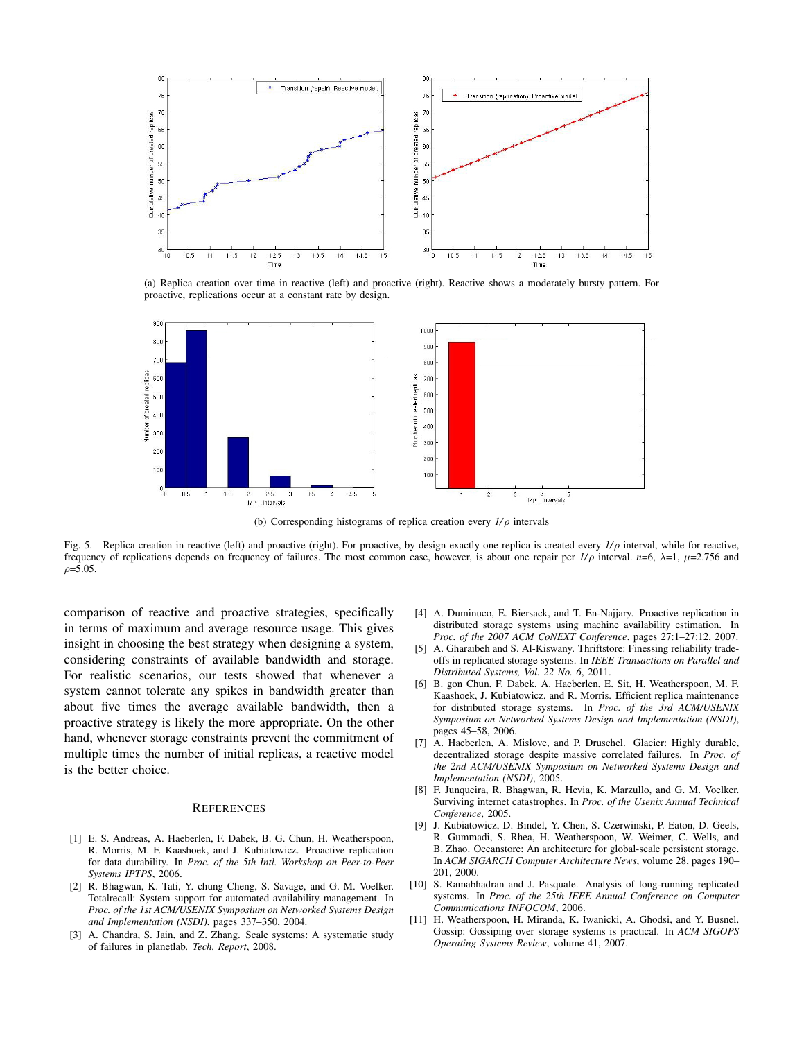80
75
70
65
60
55
50
45
40
35
30

Cumulative number of created replicas

Transition (repair). Reactive model.

10 10.5 11 11.5 12 12.5 13 13.5 14 14.5 15
Time

80
75
70
65
60
55
50
45
40
35
30

Cumulative number of created replicas

Transition (replication). Proactive model.

10 10.5 11 11.5 12 12.5 13 13.5 14 14.5 15
Time

(a) Replica creation over time in reactive (left) and proactive (right). Reactive shows a moderately bursty pattern. For proactive, replications occur at a constant rate by design.

900
800
700
600
500
400
300
200
100
0

Number of created replicas

0 0.5 1 1.5 2 2.5 3 3.5 4 4.5 5
1/ρ intervals

1000
900
800
700
600
500
400
300
200
100

Number of created replicas

1 2 3 4 5
1/ρ intervals

(b) Corresponding histograms of replica creation every $1/\rho$ intervals

Fig. 5. Replica creation in reactive (left) and proactive (right). For proactive, by design exactly one replica is created every $1/\rho$ interval, while for reactive, frequency of replications depends on frequency of failures. The most common case, however, is about one repair per $1/\rho$ interval. $n$=6, $\lambda$=1, $\mu$=2.756 and $\rho$=5.05.

comparison of reactive and proactive strategies, specifically in terms of maximum and average resource usage. This gives insight in choosing the best strategy when designing a system, considering constraints of available bandwidth and storage. For realistic scenarios, our tests showed that whenever a system cannot tolerate any spikes in bandwidth greater than about five times the average available bandwidth, then a proactive strategy is likely the more appropriate. On the other hand, whenever storage constraints prevent the commitment of multiple times the number of initial replicas, a reactive model is the better choice.

## References

[1] E. S. Andreas, A. Haeberlen, F. Dabek, B. G. Chun, H. Weatherspoon, R. Morris, M. F. Kaashoek, and J. Kubiatowicz. Proactive replication for data durability. In *Proc. of the 5th Intl. Workshop on Peer-to-Peer Systems IPTPS*, 2006.

[2] R. Bhagwan, K. Tati, Y. chung Cheng, S. Savage, and G. M. Voelker. Totalrecall: System support for automated availability management. In *Proc. of the 1st ACM/USENIX Symposium on Networked Systems Design and Implementation (NSDI)*, pages 337–350, 2004.

[3] A. Chandra, S. Jain, and Z. Zhang. Scale systems: A systematic study of failures in planetlab. *Tech. Report*, 2008.

[4] A. Duminuco, E. Biersack, and T. En-Najjary. Proactive replication in distributed storage systems using machine availability estimation. In *Proc. of the 2007 ACM CoNEXT Conference*, pages 27:1–27:12, 2007.

[5] A. Gharaibeh and S. Al-Kiswany. Thriftstore: Finessing reliability tradeoffs in replicated storage systems. In *IEEE Transactions on Parallel and Distributed Systems, Vol. 22 No. 6*, 2011.

[6] B. gon Chun, F. Dabek, A. Haeberlen, E. Sit, H. Weatherspoon, M. F. Kaashoek, J. Kubiatowicz, and R. Morris. Efficient replica maintenance for distributed storage systems. In *Proc. of the 3rd ACM/USENIX Symposium on Networked Systems Design and Implementation (NSDI)*, pages 45–58, 2006.

[7] A. Haeberlen, A. Mislove, and P. Druschel. Glacier: Highly durable, decentralized storage despite massive correlated failures. In *Proc. of the 2nd ACM/USENIX Symposium on Networked Systems Design and Implementation (NSDI)*, 2005.

[8] F. Junqueira, R. Bhagwan, R. Hevia, K. Marzullo, and G. M. Voelker. Surviving internet catastrophes. In *Proc. of the Usenix Annual Technical Conference*, 2005.

[9] J. Kubiatowicz, D. Bindel, Y. Chen, S. Czerwinski, P. Eaton, D. Geels, R. Gummadi, S. Rhea, H. Weatherspoon, W. Weimer, C. Wells, and B. Zhao. Oceanstore: An architecture for global-scale persistent storage. In *ACM SIGARCH Computer Architecture News*, volume 28, pages 190–201, 2000.

[10] S. Ramabhadran and J. Pasquale. Analysis of long-running replicated systems. In *Proc. of the 25th IEEE Annual Conference on Computer Communications INFOCOM*, 2006.

[11] H. Weatherspoon, H. Miranda, K. Iwanicki, A. Ghodsi, and Y. Busnel. Gossip: Gossiping over storage systems is practical. In *ACM SIGOPS Operating Systems Review*, volume 41, 2007.